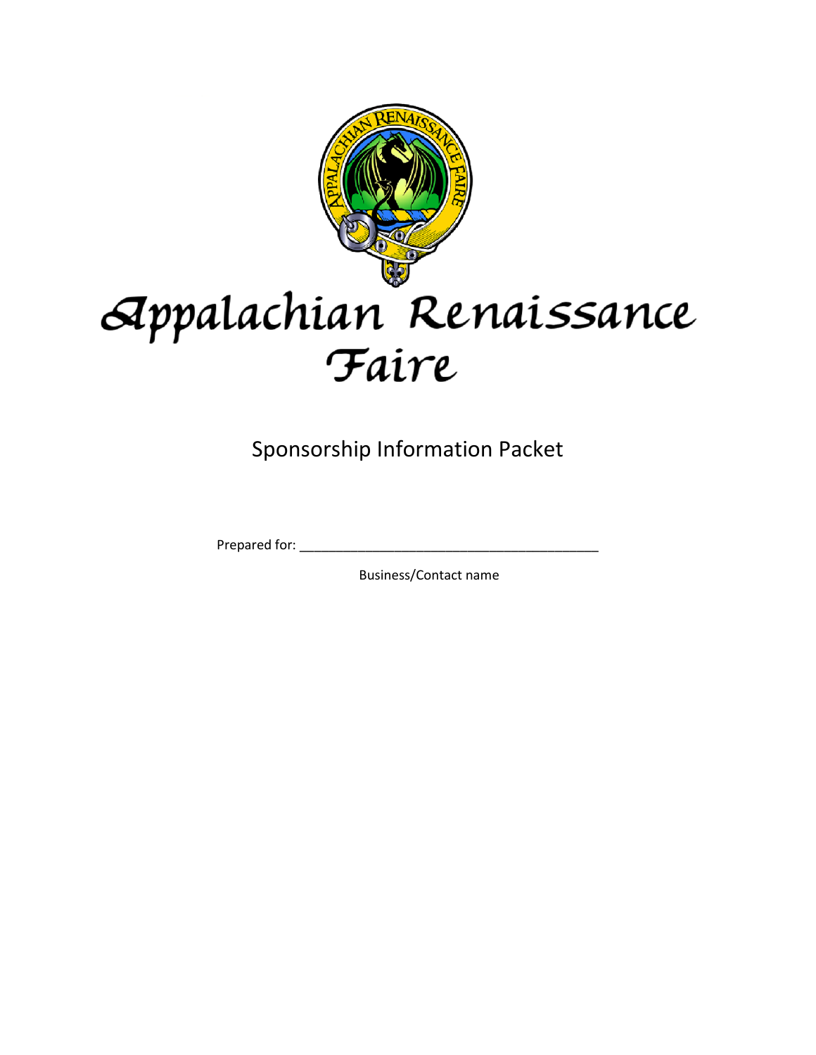# Appalachian Renaissance Faire

## Sponsorship Information Packet

Prepared for: ________________________________________

Business/Contact name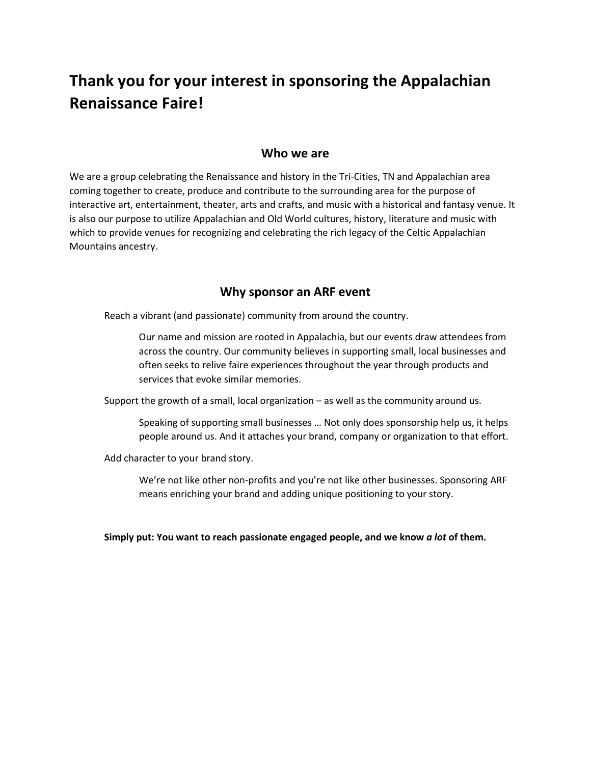# Thank you for your interest in sponsoring the Appalachian Renaissance Faire!

## Who we are

We are a group celebrating the Renaissance and history in the Tri-Cities, TN and Appalachian area coming together to create, produce and contribute to the surrounding area for the purpose of interactive art, entertainment, theater, arts and crafts, and music with a historical and fantasy venue. It is also our purpose to utilize Appalachian and Old World cultures, history, literature and music with which to provide venues for recognizing and celebrating the rich legacy of the Celtic Appalachian Mountains ancestry.

## Why sponsor an ARF event

Reach a vibrant (and passionate) community from around the country.

> Our name and mission are rooted in Appalachia, but our events draw attendees from across the country. Our community believes in supporting small, local businesses and often seeks to relive faire experiences throughout the year through products and services that evoke similar memories.

Support the growth of a small, local organization – as well as the community around us.

> Speaking of supporting small businesses … Not only does sponsorship help us, it helps people around us. And it attaches your brand, company or organization to that effort.

Add character to your brand story.

> We're not like other non-profits and you're not like other businesses. Sponsoring ARF means enriching your brand and adding unique positioning to your story.

**Simply put: You want to reach passionate engaged people, and we know *a lot* of them.**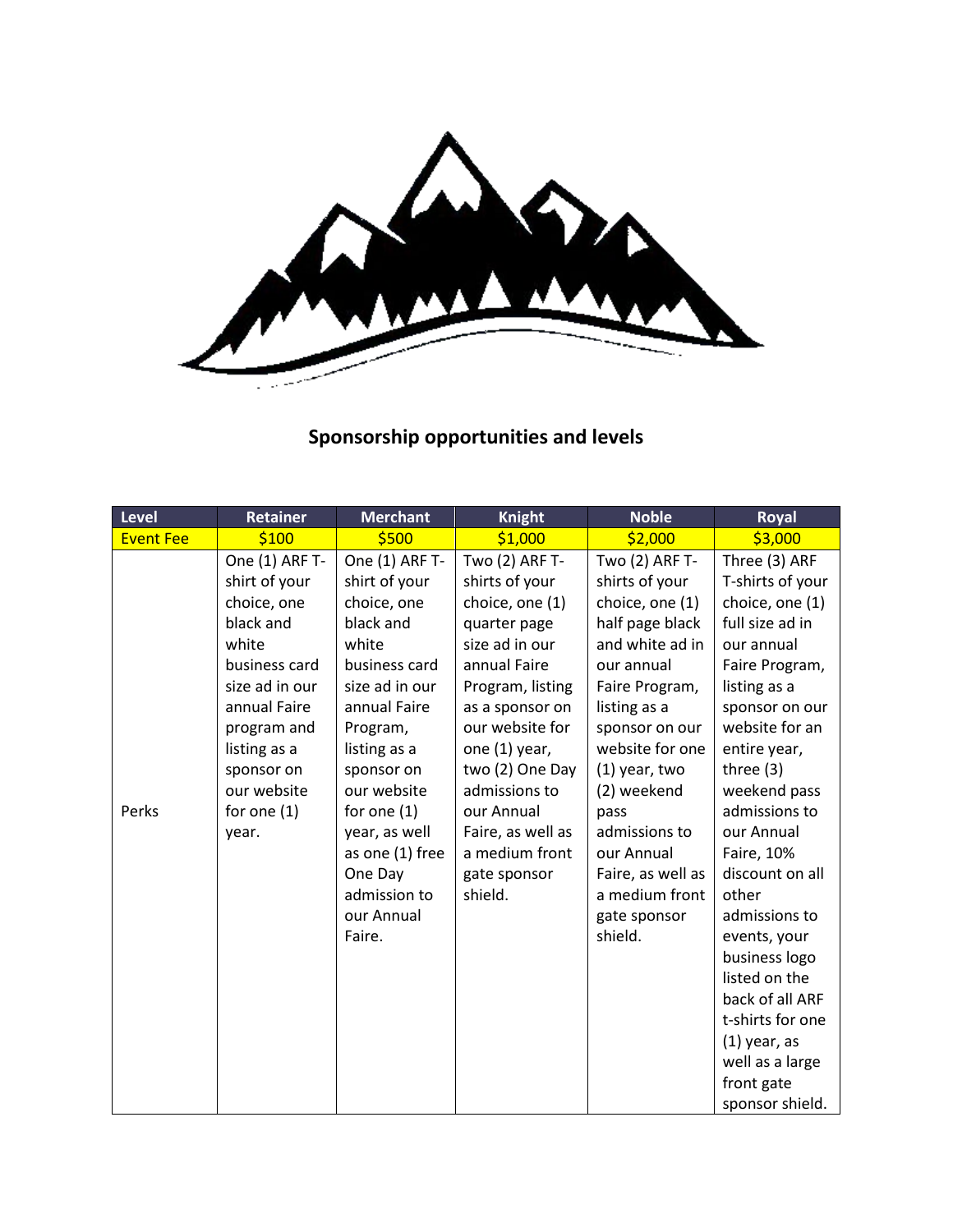## Sponsorship opportunities and levels

| Level | Retainer | Merchant | Knight | Noble | Royal |
| --- | --- | --- | --- | --- | --- |
| Event Fee | $100 | $500 | $1,000 | $2,000 | $3,000 |
| Perks | One (1) ARF T-shirt of your choice, one black and white business card size ad in our annual Faire program and listing as a sponsor on our website for one (1) year. | One (1) ARF T-shirt of your choice, one black and white business card size ad in our annual Faire Program, listing as a sponsor on our website for one (1) year, as well as one (1) free One Day admission to our Annual Faire. | Two (2) ARF T-shirts of your choice, one (1) quarter page size ad in our annual Faire Program, listing as a sponsor on our website for one (1) year, two (2) One Day admissions to our Annual Faire, as well as a medium front gate sponsor shield. | Two (2) ARF T-shirts of your choice, one (1) half page black and white ad in our annual Faire Program, listing as a sponsor on our website for one (1) year, two (2) weekend pass admissions to our Annual Faire, as well as a medium front gate sponsor shield. | Three (3) ARF T-shirts of your choice, one (1) full size ad in our annual Faire Program, listing as a sponsor on our website for an entire year, three (3) weekend pass admissions to our Annual Faire, 10% discount on all other admissions to events, your business logo listed on the back of all ARF t-shirts for one (1) year, as well as a large front gate sponsor shield. |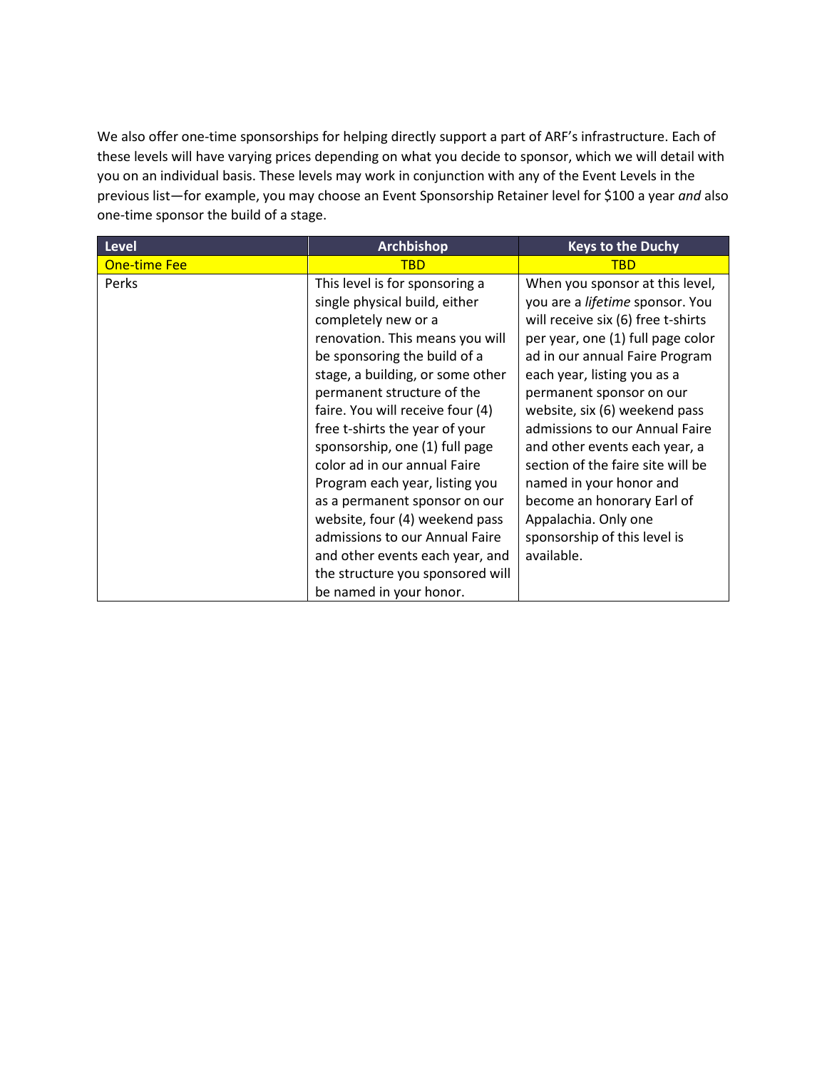We also offer one-time sponsorships for helping directly support a part of ARF's infrastructure. Each of these levels will have varying prices depending on what you decide to sponsor, which we will detail with you on an individual basis. These levels may work in conjunction with any of the Event Levels in the previous list—for example, you may choose an Event Sponsorship Retainer level for $100 a year *and* also one-time sponsor the build of a stage.

| Level | Archbishop | Keys to the Duchy |
|---|---|---|
| One-time Fee | TBD | TBD |
| Perks | This level is for sponsoring a single physical build, either completely new or a renovation. This means you will be sponsoring the build of a stage, a building, or some other permanent structure of the faire. You will receive four (4) free t-shirts the year of your sponsorship, one (1) full page color ad in our annual Faire Program each year, listing you as a permanent sponsor on our website, four (4) weekend pass admissions to our Annual Faire and other events each year, and the structure you sponsored will be named in your honor. | When you sponsor at this level, you are a *lifetime* sponsor. You will receive six (6) free t-shirts per year, one (1) full page color ad in our annual Faire Program each year, listing you as a permanent sponsor on our website, six (6) weekend pass admissions to our Annual Faire and other events each year, a section of the faire site will be named in your honor and become an honorary Earl of Appalachia. Only one sponsorship of this level is available. |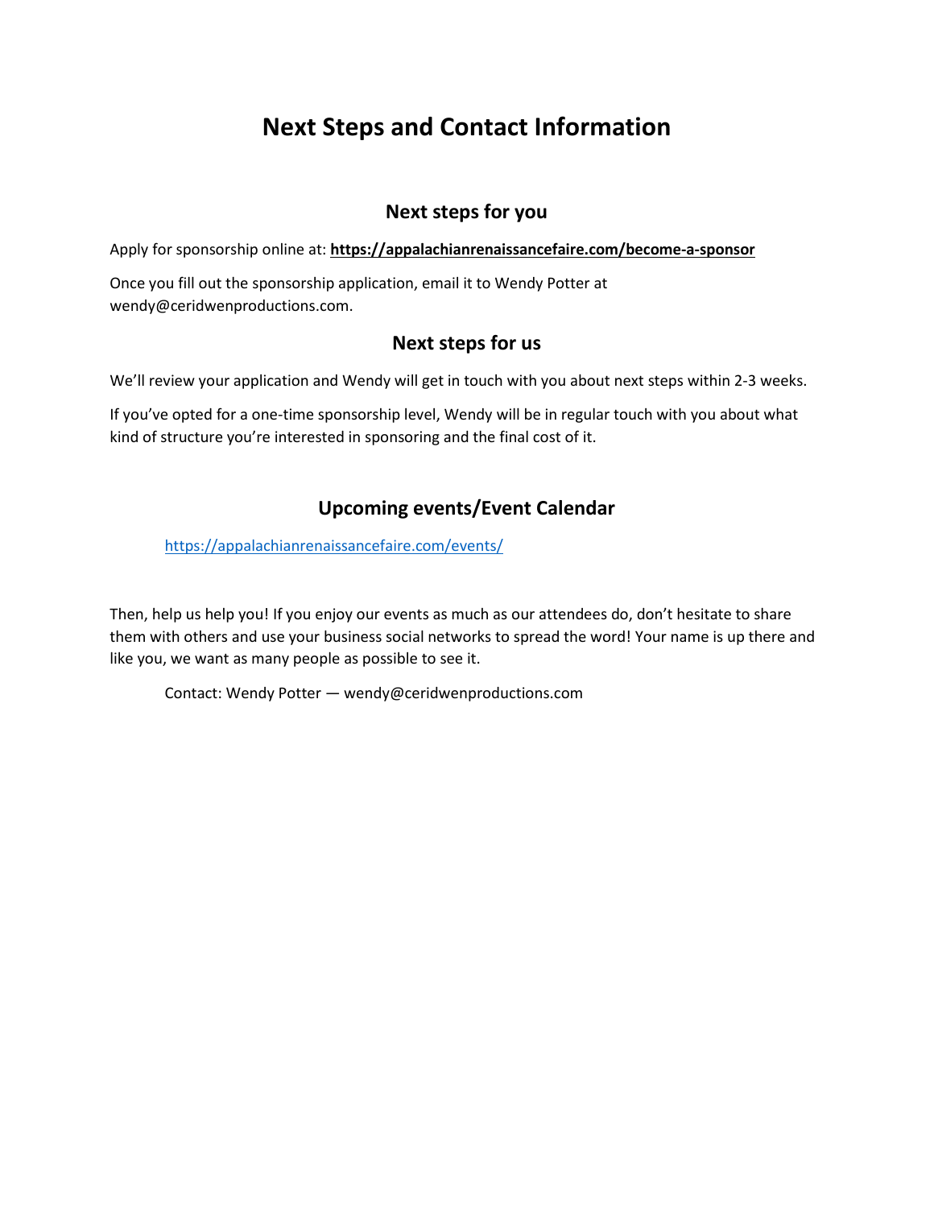# Next Steps and Contact Information

## Next steps for you

Apply for sponsorship online at: **https://appalachianrenaissancefaire.com/become-a-sponsor**

Once you fill out the sponsorship application, email it to Wendy Potter at wendy@ceridwenproductions.com.

## Next steps for us

We'll review your application and Wendy will get in touch with you about next steps within 2-3 weeks.

If you've opted for a one-time sponsorship level, Wendy will be in regular touch with you about what kind of structure you're interested in sponsoring and the final cost of it.

## Upcoming events/Event Calendar

https://appalachianrenaissancefaire.com/events/

Then, help us help you! If you enjoy our events as much as our attendees do, don't hesitate to share them with others and use your business social networks to spread the word! Your name is up there and like you, we want as many people as possible to see it.

Contact: Wendy Potter — wendy@ceridwenproductions.com